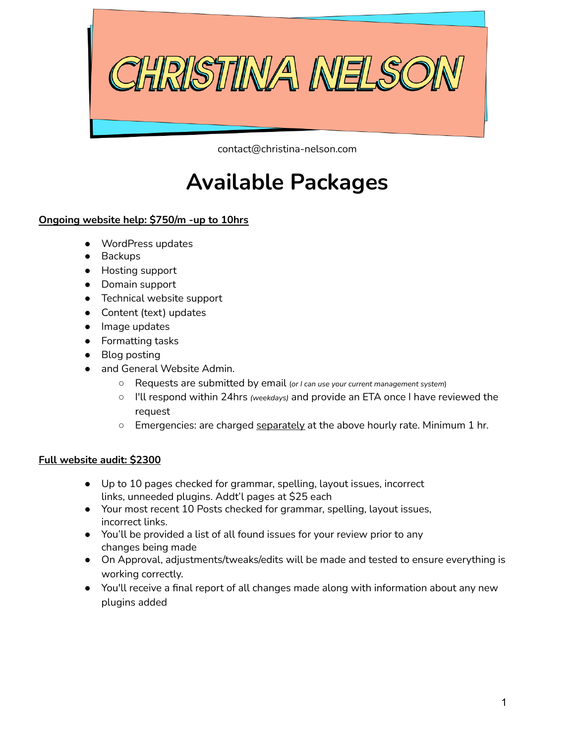# CHRISTINA NELSON

contact@christina-nelson.com

# Available Packages

**Ongoing website help: $750/m -up to 10hrs**

- WordPress updates
- Backups
- Hosting support
- Domain support
- Technical website support
- Content (text) updates
- Image updates
- Formatting tasks
- Blog posting
- and General Website Admin.
  - Requests are submitted by email (*or I can use your current management system*)
  - I'll respond within 24hrs *(weekdays)* and provide an ETA once I have reviewed the request
  - Emergencies: are charged <u>separately</u> at the above hourly rate. Minimum 1 hr.

**Full website audit: $2300**

- Up to 10 pages checked for grammar, spelling, layout issues, incorrect links, unneeded plugins. Addt'l pages at $25 each
- Your most recent 10 Posts checked for grammar, spelling, layout issues, incorrect links.
- You'll be provided a list of all found issues for your review prior to any changes being made
- On Approval, adjustments/tweaks/edits will be made and tested to ensure everything is working correctly.
- You'll receive a final report of all changes made along with information about any new plugins added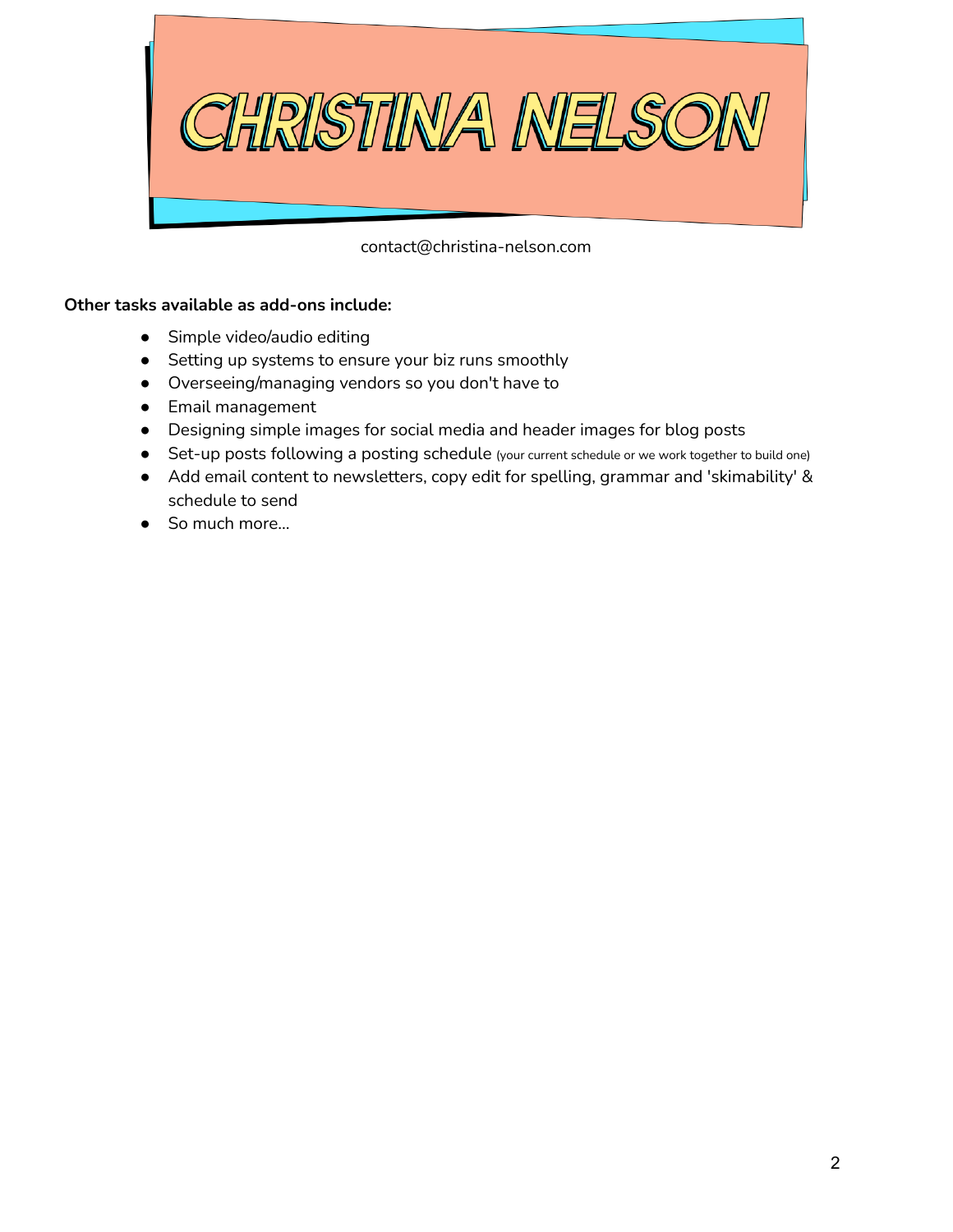# CHRISTINA NELSON

contact@christina-nelson.com

**Other tasks available as add-ons include:**

- Simple video/audio editing
- Setting up systems to ensure your biz runs smoothly
- Overseeing/managing vendors so you don't have to
- Email management
- Designing simple images for social media and header images for blog posts
- Set-up posts following a posting schedule (your current schedule or we work together to build one)
- Add email content to newsletters, copy edit for spelling, grammar and 'skimability' & schedule to send
- So much more...